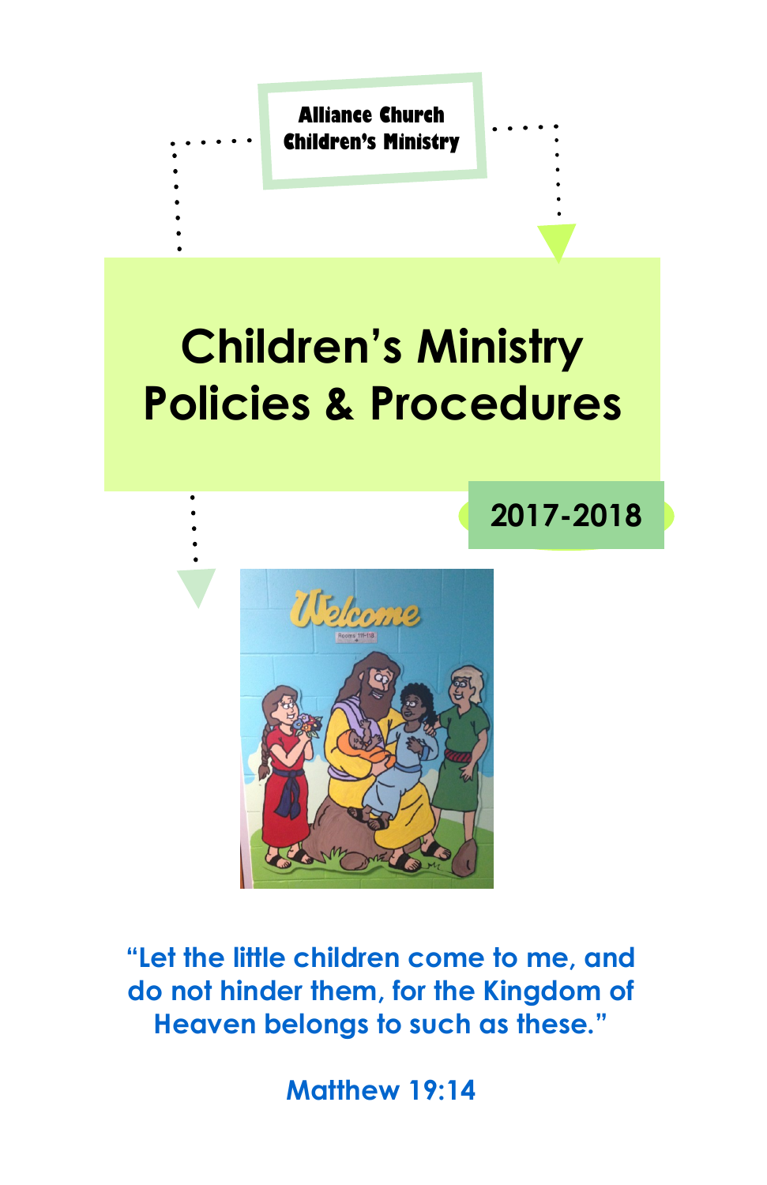**Alliance Church Children's Ministry**

# Children's Ministry Policies & Procedures

## 2017-2018

"Let the little children come to me, and do not hinder them, for the Kingdom of Heaven belongs to such as these."

Matthew 19:14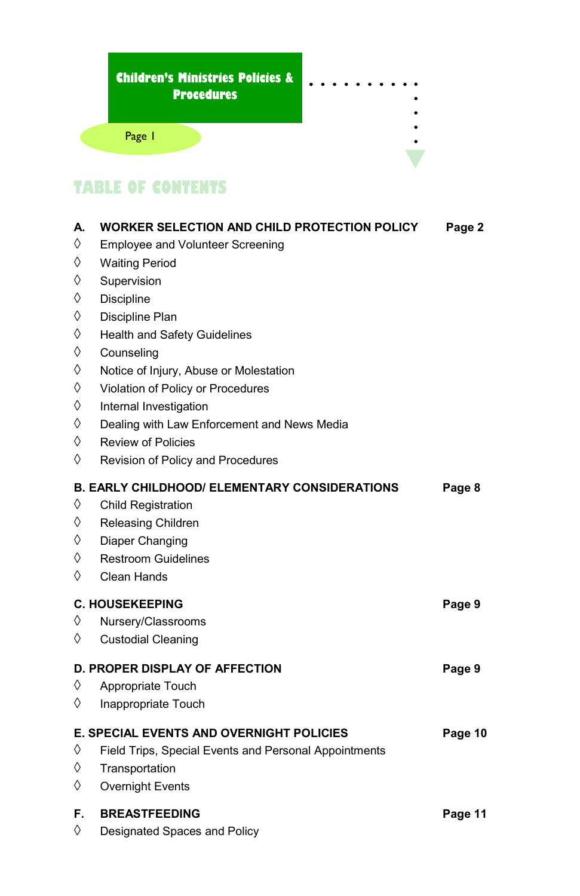# Children's Ministries Policies & Procedures

## TABLE OF CONTENTS

| | | |
|---|---|---|
| **A.** | **WORKER SELECTION AND CHILD PROTECTION POLICY** | **Page 2** |
| ◊ | Employee and Volunteer Screening | |
| ◊ | Waiting Period | |
| ◊ | Supervision | |
| ◊ | Discipline | |
| ◊ | Discipline Plan | |
| ◊ | Health and Safety Guidelines | |
| ◊ | Counseling | |
| ◊ | Notice of Injury, Abuse or Molestation | |
| ◊ | Violation of Policy or Procedures | |
| ◊ | Internal Investigation | |
| ◊ | Dealing with Law Enforcement and News Media | |
| ◊ | Review of Policies | |
| ◊ | Revision of Policy and Procedures | |
| **B.** | **EARLY CHILDHOOD/ ELEMENTARY CONSIDERATIONS** | **Page 8** |
| ◊ | Child Registration | |
| ◊ | Releasing Children | |
| ◊ | Diaper Changing | |
| ◊ | Restroom Guidelines | |
| ◊ | Clean Hands | |
| **C.** | **HOUSEKEEPING** | **Page 9** |
| ◊ | Nursery/Classrooms | |
| ◊ | Custodial Cleaning | |
| **D.** | **PROPER DISPLAY OF AFFECTION** | **Page 9** |
| ◊ | Appropriate Touch | |
| ◊ | Inappropriate Touch | |
| **E.** | **SPECIAL EVENTS AND OVERNIGHT POLICIES** | **Page 10** |
| ◊ | Field Trips, Special Events and Personal Appointments | |
| ◊ | Transportation | |
| ◊ | Overnight Events | |
| **F.** | **BREASTFEEDING** | **Page 11** |
| ◊ | Designated Spaces and Policy | |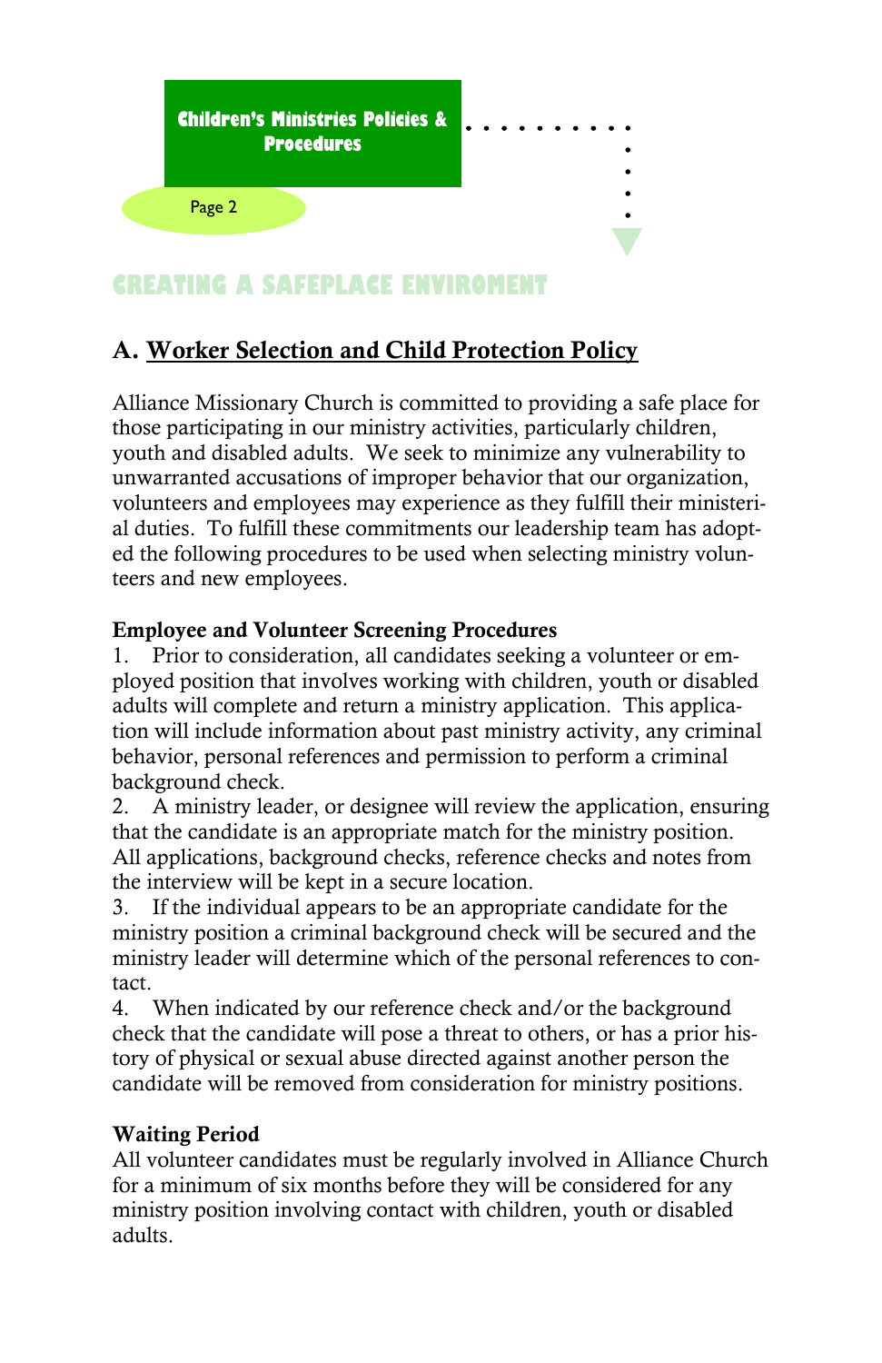## CREATING A SAFEPLACE ENVIROMENT

### A. Worker Selection and Child Protection Policy

Alliance Missionary Church is committed to providing a safe place for those participating in our ministry activities, particularly children, youth and disabled adults. We seek to minimize any vulnerability to unwarranted accusations of improper behavior that our organization, volunteers and employees may experience as they fulfill their ministerial duties. To fulfill these commitments our leadership team has adopted the following procedures to be used when selecting ministry volunteers and new employees.

**Employee and Volunteer Screening Procedures**

1. Prior to consideration, all candidates seeking a volunteer or employed position that involves working with children, youth or disabled adults will complete and return a ministry application. This application will include information about past ministry activity, any criminal behavior, personal references and permission to perform a criminal background check.
2. A ministry leader, or designee will review the application, ensuring that the candidate is an appropriate match for the ministry position. All applications, background checks, reference checks and notes from the interview will be kept in a secure location.
3. If the individual appears to be an appropriate candidate for the ministry position a criminal background check will be secured and the ministry leader will determine which of the personal references to contact.
4. When indicated by our reference check and/or the background check that the candidate will pose a threat to others, or has a prior history of physical or sexual abuse directed against another person the candidate will be removed from consideration for ministry positions.

**Waiting Period**

All volunteer candidates must be regularly involved in Alliance Church for a minimum of six months before they will be considered for any ministry position involving contact with children, youth or disabled adults.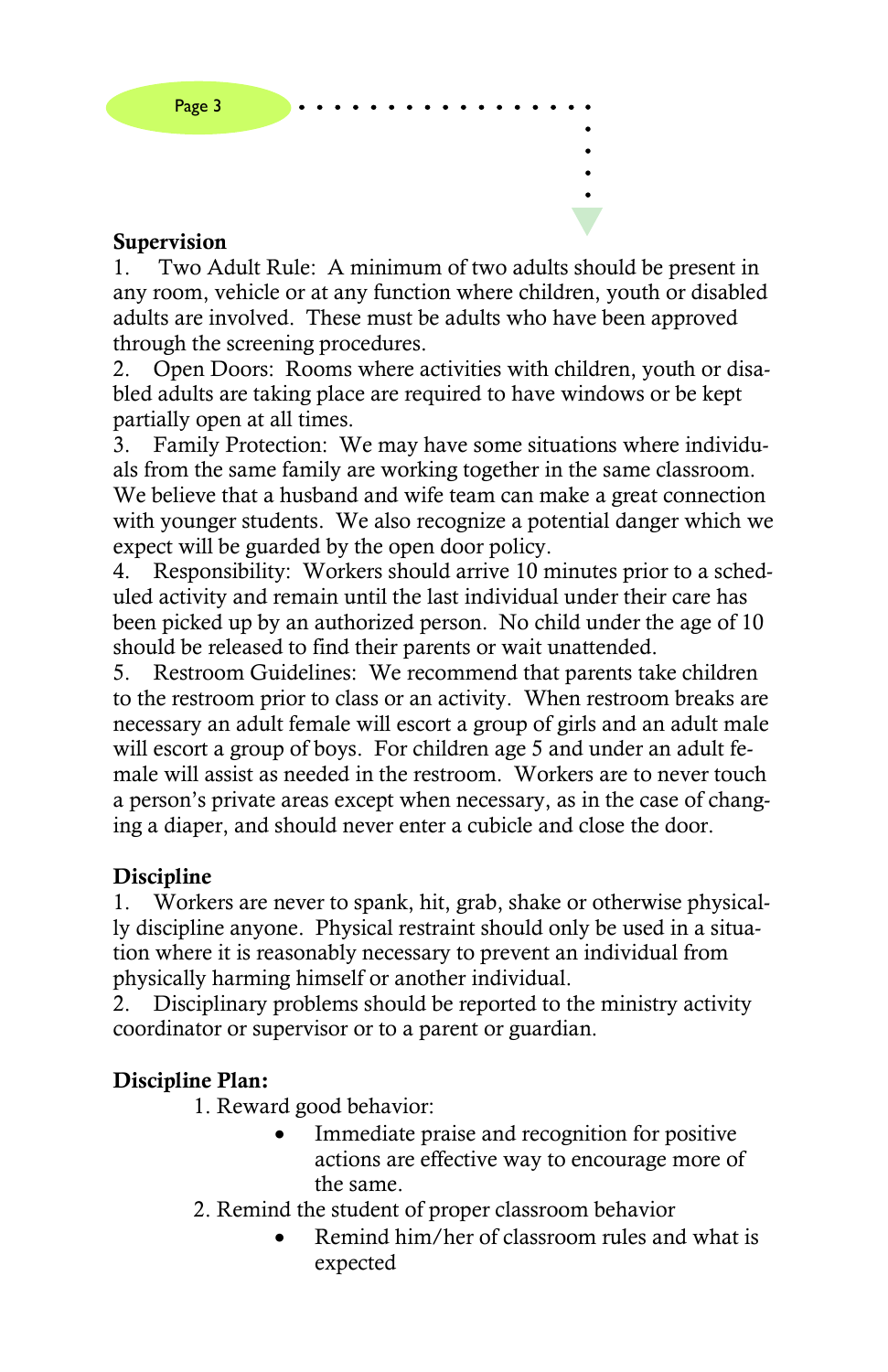**Supervision**

1. Two Adult Rule: A minimum of two adults should be present in any room, vehicle or at any function where children, youth or disabled adults are involved. These must be adults who have been approved through the screening procedures.
2. Open Doors: Rooms where activities with children, youth or disabled adults are taking place are required to have windows or be kept partially open at all times.
3. Family Protection: We may have some situations where individuals from the same family are working together in the same classroom. We believe that a husband and wife team can make a great connection with younger students. We also recognize a potential danger which we expect will be guarded by the open door policy.
4. Responsibility: Workers should arrive 10 minutes prior to a scheduled activity and remain until the last individual under their care has been picked up by an authorized person. No child under the age of 10 should be released to find their parents or wait unattended.
5. Restroom Guidelines: We recommend that parents take children to the restroom prior to class or an activity. When restroom breaks are necessary an adult female will escort a group of girls and an adult male will escort a group of boys. For children age 5 and under an adult female will assist as needed in the restroom. Workers are to never touch a person's private areas except when necessary, as in the case of changing a diaper, and should never enter a cubicle and close the door.

**Discipline**

1. Workers are never to spank, hit, grab, shake or otherwise physically discipline anyone. Physical restraint should only be used in a situation where it is reasonably necessary to prevent an individual from physically harming himself or another individual.
2. Disciplinary problems should be reported to the ministry activity coordinator or supervisor or to a parent or guardian.

**Discipline Plan:**

1. Reward good behavior:
   - Immediate praise and recognition for positive actions are effective way to encourage more of the same.
2. Remind the student of proper classroom behavior
   - Remind him/her of classroom rules and what is expected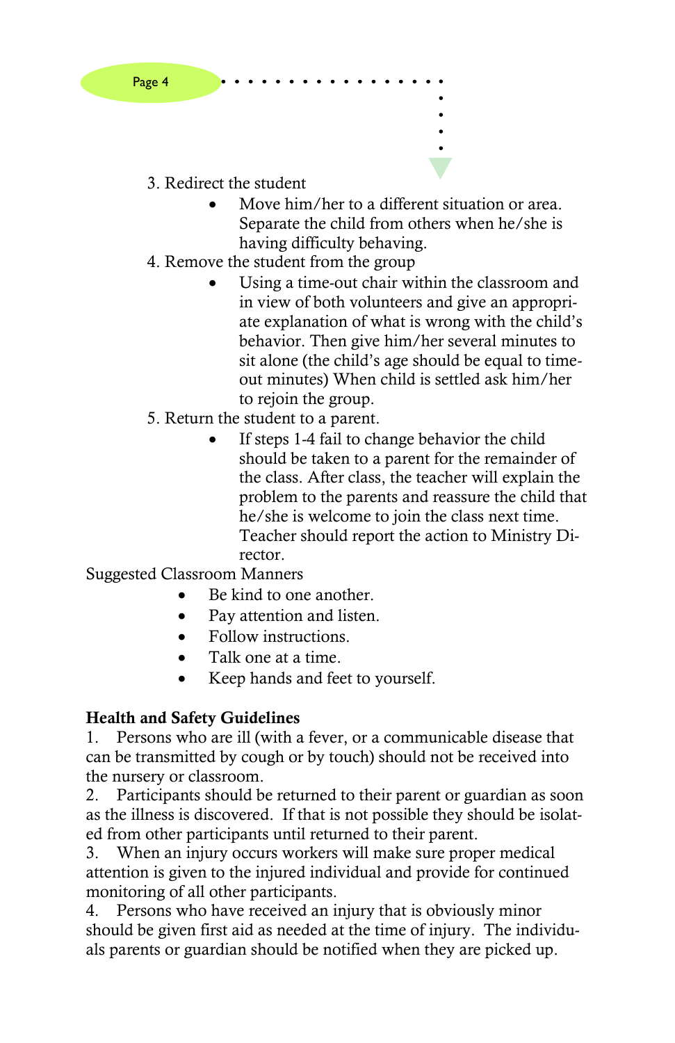3. Redirect the student
    - Move him/her to a different situation or area. Separate the child from others when he/she is having difficulty behaving.
4. Remove the student from the group
    - Using a time-out chair within the classroom and in view of both volunteers and give an appropriate explanation of what is wrong with the child's behavior. Then give him/her several minutes to sit alone (the child's age should be equal to time-out minutes) When child is settled ask him/her to rejoin the group.
5. Return the student to a parent.
    - If steps 1-4 fail to change behavior the child should be taken to a parent for the remainder of the class. After class, the teacher will explain the problem to the parents and reassure the child that he/she is welcome to join the class next time. Teacher should report the action to Ministry Director.

Suggested Classroom Manners

- Be kind to one another.
- Pay attention and listen.
- Follow instructions.
- Talk one at a time.
- Keep hands and feet to yourself.

**Health and Safety Guidelines**

1. Persons who are ill (with a fever, or a communicable disease that can be transmitted by cough or by touch) should not be received into the nursery or classroom.
2. Participants should be returned to their parent or guardian as soon as the illness is discovered. If that is not possible they should be isolated from other participants until returned to their parent.
3. When an injury occurs workers will make sure proper medical attention is given to the injured individual and provide for continued monitoring of all other participants.
4. Persons who have received an injury that is obviously minor should be given first aid as needed at the time of injury. The individuals parents or guardian should be notified when they are picked up.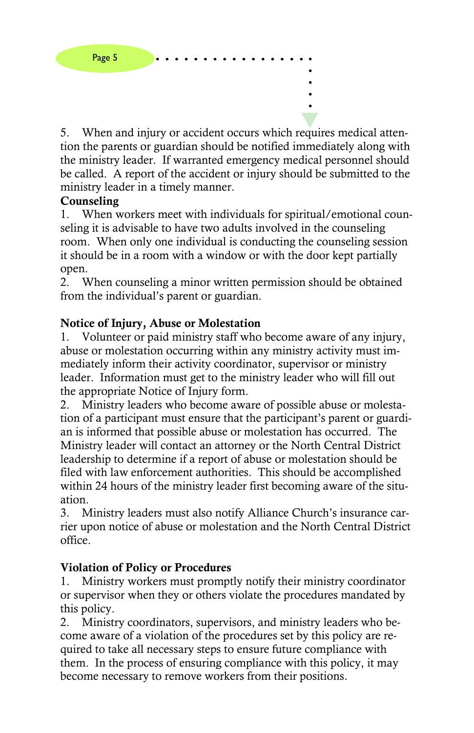5. When and injury or accident occurs which requires medical attention the parents or guardian should be notified immediately along with the ministry leader. If warranted emergency medical personnel should be called. A report of the accident or injury should be submitted to the ministry leader in a timely manner.

**Counseling**

1. When workers meet with individuals for spiritual/emotional counseling it is advisable to have two adults involved in the counseling room. When only one individual is conducting the counseling session it should be in a room with a window or with the door kept partially open.
2. When counseling a minor written permission should be obtained from the individual's parent or guardian.

**Notice of Injury, Abuse or Molestation**

1. Volunteer or paid ministry staff who become aware of any injury, abuse or molestation occurring within any ministry activity must immediately inform their activity coordinator, supervisor or ministry leader. Information must get to the ministry leader who will fill out the appropriate Notice of Injury form.
2. Ministry leaders who become aware of possible abuse or molestation of a participant must ensure that the participant's parent or guardian is informed that possible abuse or molestation has occurred. The Ministry leader will contact an attorney or the North Central District leadership to determine if a report of abuse or molestation should be filed with law enforcement authorities. This should be accomplished within 24 hours of the ministry leader first becoming aware of the situation.
3. Ministry leaders must also notify Alliance Church's insurance carrier upon notice of abuse or molestation and the North Central District office.

**Violation of Policy or Procedures**

1. Ministry workers must promptly notify their ministry coordinator or supervisor when they or others violate the procedures mandated by this policy.
2. Ministry coordinators, supervisors, and ministry leaders who become aware of a violation of the procedures set by this policy are required to take all necessary steps to ensure future compliance with them. In the process of ensuring compliance with this policy, it may become necessary to remove workers from their positions.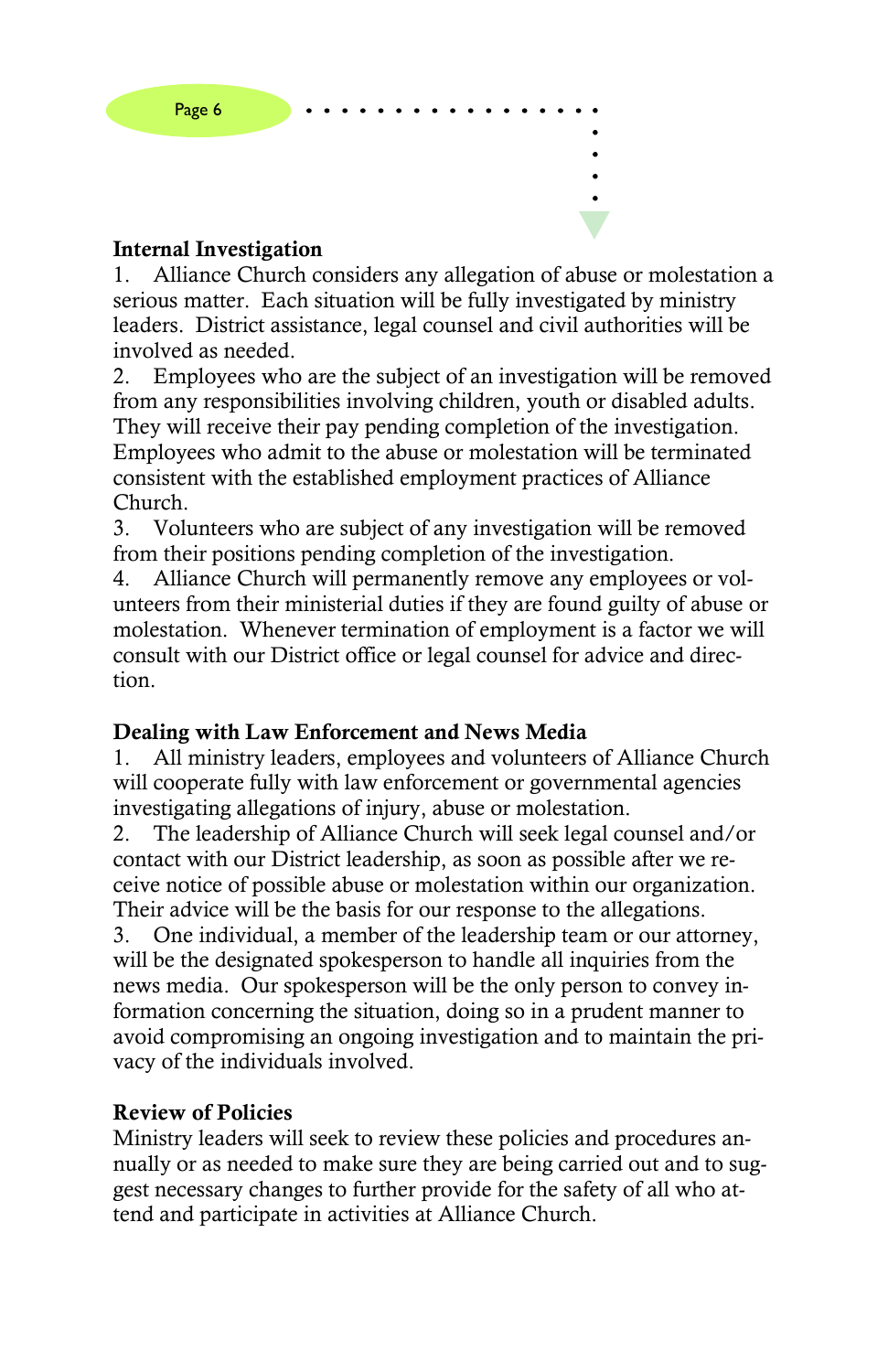**Internal Investigation**

1. Alliance Church considers any allegation of abuse or molestation a serious matter. Each situation will be fully investigated by ministry leaders. District assistance, legal counsel and civil authorities will be involved as needed.
2. Employees who are the subject of an investigation will be removed from any responsibilities involving children, youth or disabled adults. They will receive their pay pending completion of the investigation. Employees who admit to the abuse or molestation will be terminated consistent with the established employment practices of Alliance Church.
3. Volunteers who are subject of any investigation will be removed from their positions pending completion of the investigation.
4. Alliance Church will permanently remove any employees or volunteers from their ministerial duties if they are found guilty of abuse or molestation. Whenever termination of employment is a factor we will consult with our District office or legal counsel for advice and direction.

**Dealing with Law Enforcement and News Media**

1. All ministry leaders, employees and volunteers of Alliance Church will cooperate fully with law enforcement or governmental agencies investigating allegations of injury, abuse or molestation.
2. The leadership of Alliance Church will seek legal counsel and/or contact with our District leadership, as soon as possible after we receive notice of possible abuse or molestation within our organization. Their advice will be the basis for our response to the allegations.
3. One individual, a member of the leadership team or our attorney, will be the designated spokesperson to handle all inquiries from the news media. Our spokesperson will be the only person to convey information concerning the situation, doing so in a prudent manner to avoid compromising an ongoing investigation and to maintain the privacy of the individuals involved.

**Review of Policies**

Ministry leaders will seek to review these policies and procedures annually or as needed to make sure they are being carried out and to suggest necessary changes to further provide for the safety of all who attend and participate in activities at Alliance Church.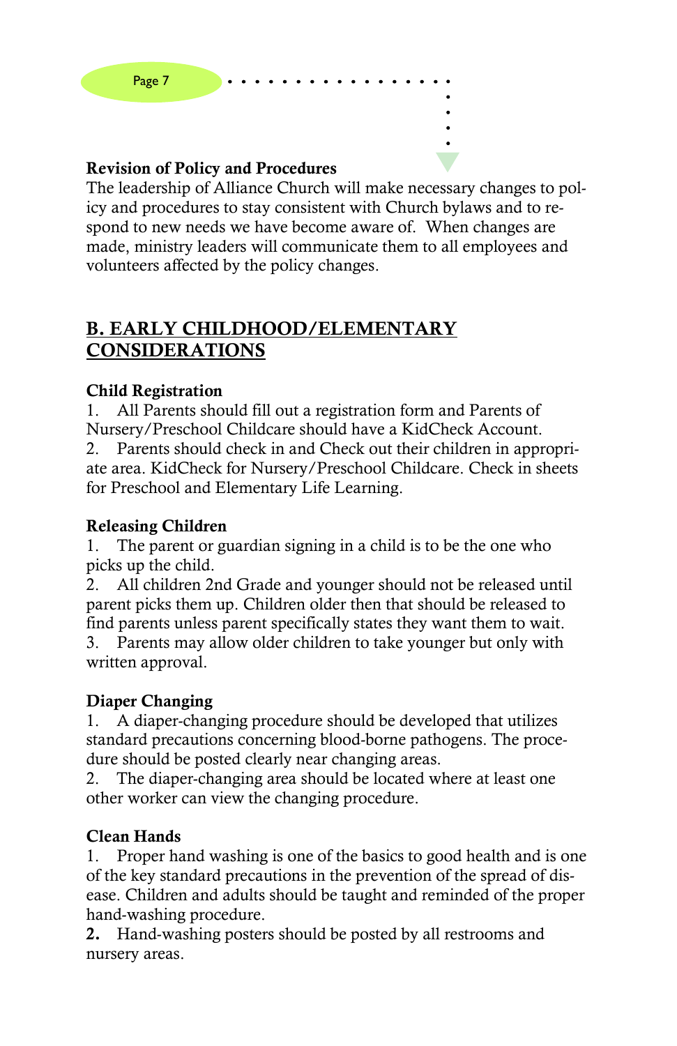### Revision of Policy and Procedures

The leadership of Alliance Church will make necessary changes to policy and procedures to stay consistent with Church bylaws and to respond to new needs we have become aware of. When changes are made, ministry leaders will communicate them to all employees and volunteers affected by the policy changes.

## B. EARLY CHILDHOOD/ELEMENTARY CONSIDERATIONS

### Child Registration

1. All Parents should fill out a registration form and Parents of Nursery/Preschool Childcare should have a KidCheck Account.
2. Parents should check in and Check out their children in appropriate area. KidCheck for Nursery/Preschool Childcare. Check in sheets for Preschool and Elementary Life Learning.

### Releasing Children

1. The parent or guardian signing in a child is to be the one who picks up the child.
2. All children 2nd Grade and younger should not be released until parent picks them up. Children older then that should be released to find parents unless parent specifically states they want them to wait.
3. Parents may allow older children to take younger but only with written approval.

### Diaper Changing

1. A diaper-changing procedure should be developed that utilizes standard precautions concerning blood-borne pathogens. The procedure should be posted clearly near changing areas.
2. The diaper-changing area should be located where at least one other worker can view the changing procedure.

### Clean Hands

1. Proper hand washing is one of the basics to good health and is one of the key standard precautions in the prevention of the spread of disease. Children and adults should be taught and reminded of the proper hand-washing procedure.
2. Hand-washing posters should be posted by all restrooms and nursery areas.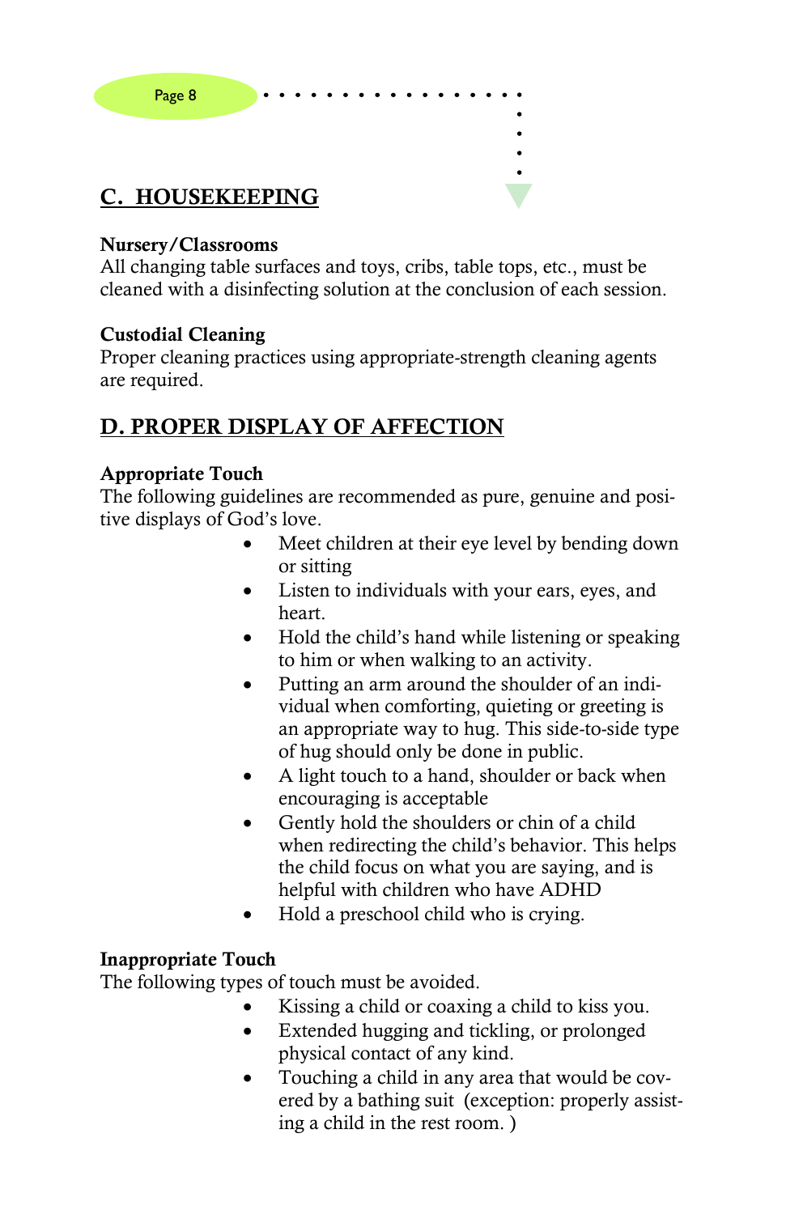## C. HOUSEKEEPING

**Nursery/Classrooms**
All changing table surfaces and toys, cribs, table tops, etc., must be cleaned with a disinfecting solution at the conclusion of each session.

**Custodial Cleaning**
Proper cleaning practices using appropriate-strength cleaning agents are required.

## D. PROPER DISPLAY OF AFFECTION

**Appropriate Touch**
The following guidelines are recommended as pure, genuine and positive displays of God's love.

- Meet children at their eye level by bending down or sitting
- Listen to individuals with your ears, eyes, and heart.
- Hold the child's hand while listening or speaking to him or when walking to an activity.
- Putting an arm around the shoulder of an individual when comforting, quieting or greeting is an appropriate way to hug. This side-to-side type of hug should only be done in public.
- A light touch to a hand, shoulder or back when encouraging is acceptable
- Gently hold the shoulders or chin of a child when redirecting the child's behavior. This helps the child focus on what you are saying, and is helpful with children who have ADHD
- Hold a preschool child who is crying.

**Inappropriate Touch**
The following types of touch must be avoided.

- Kissing a child or coaxing a child to kiss you.
- Extended hugging and tickling, or prolonged physical contact of any kind.
- Touching a child in any area that would be covered by a bathing suit (exception: properly assisting a child in the rest room. )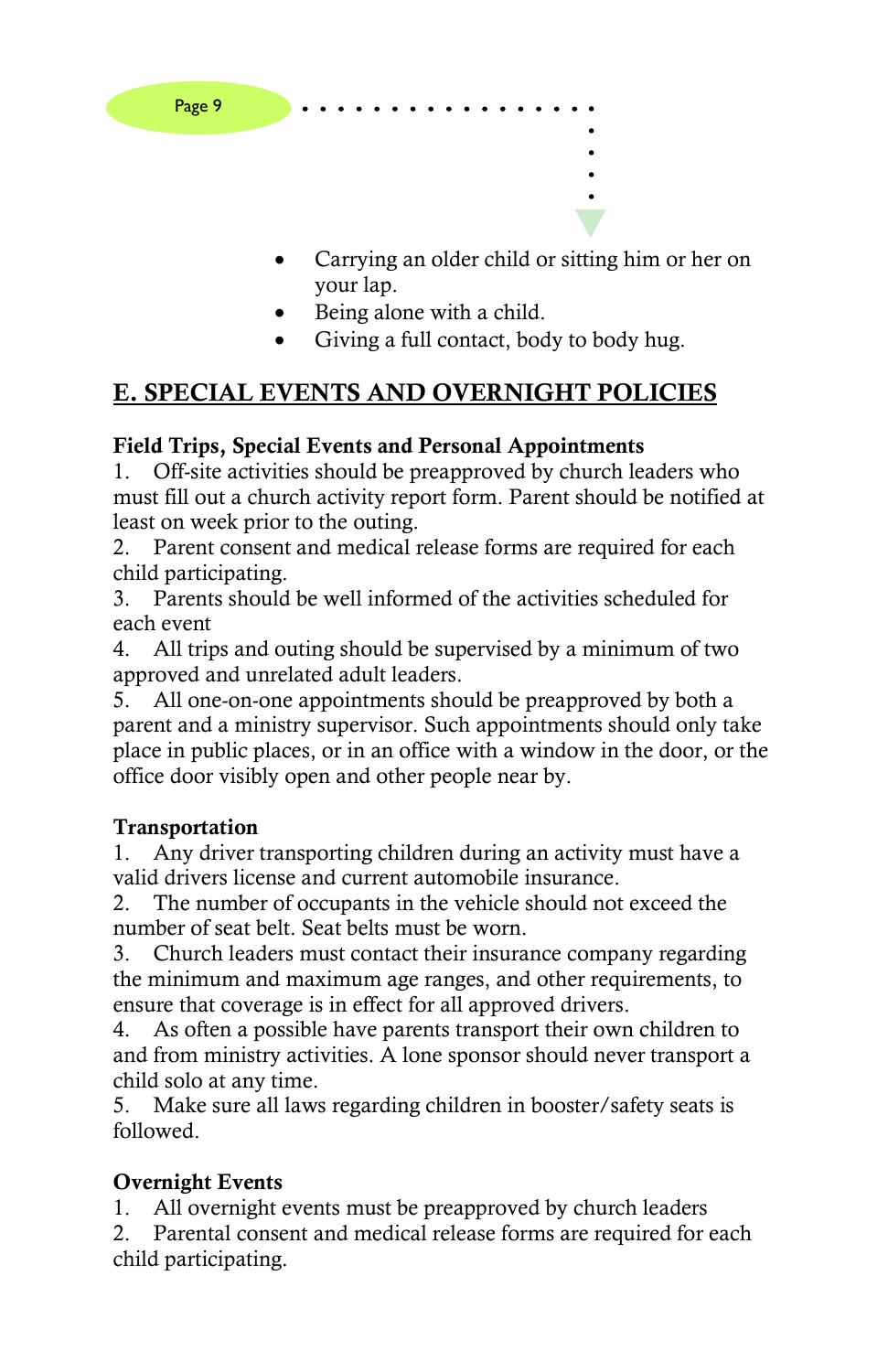- Carrying an older child or sitting him or her on your lap.
- Being alone with a child.
- Giving a full contact, body to body hug.

## E. SPECIAL EVENTS AND OVERNIGHT POLICIES

**Field Trips, Special Events and Personal Appointments**

1. Off-site activities should be preapproved by church leaders who must fill out a church activity report form. Parent should be notified at least on week prior to the outing.
2. Parent consent and medical release forms are required for each child participating.
3. Parents should be well informed of the activities scheduled for each event
4. All trips and outing should be supervised by a minimum of two approved and unrelated adult leaders.
5. All one-on-one appointments should be preapproved by both a parent and a ministry supervisor. Such appointments should only take place in public places, or in an office with a window in the door, or the office door visibly open and other people near by.

**Transportation**

1. Any driver transporting children during an activity must have a valid drivers license and current automobile insurance.
2. The number of occupants in the vehicle should not exceed the number of seat belt. Seat belts must be worn.
3. Church leaders must contact their insurance company regarding the minimum and maximum age ranges, and other requirements, to ensure that coverage is in effect for all approved drivers.
4. As often a possible have parents transport their own children to and from ministry activities. A lone sponsor should never transport a child solo at any time.
5. Make sure all laws regarding children in booster/safety seats is followed.

**Overnight Events**

1. All overnight events must be preapproved by church leaders
2. Parental consent and medical release forms are required for each child participating.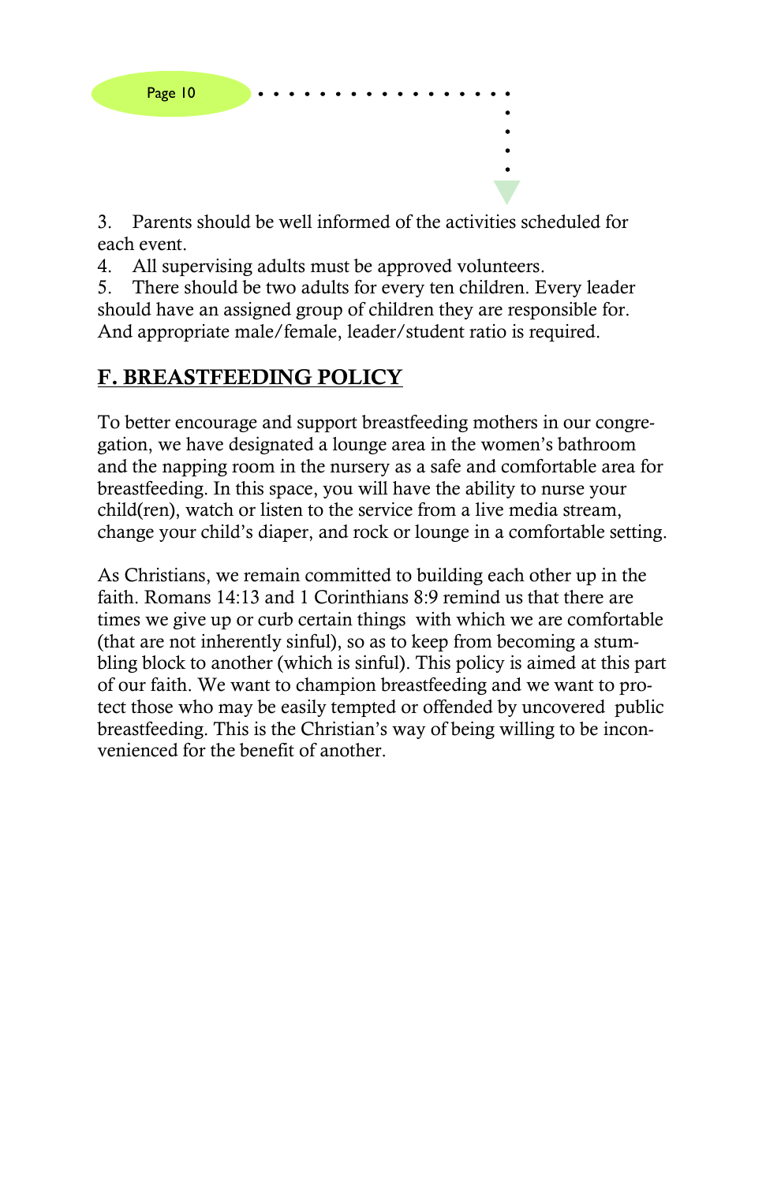3. Parents should be well informed of the activities scheduled for each event.
4. All supervising adults must be approved volunteers.
5. There should be two adults for every ten children. Every leader should have an assigned group of children they are responsible for. And appropriate male/female, leader/student ratio is required.

## F. BREASTFEEDING POLICY

To better encourage and support breastfeeding mothers in our congregation, we have designated a lounge area in the women's bathroom and the napping room in the nursery as a safe and comfortable area for breastfeeding. In this space, you will have the ability to nurse your child(ren), watch or listen to the service from a live media stream, change your child's diaper, and rock or lounge in a comfortable setting.

As Christians, we remain committed to building each other up in the faith. Romans 14:13 and 1 Corinthians 8:9 remind us that there are times we give up or curb certain things with which we are comfortable (that are not inherently sinful), so as to keep from becoming a stumbling block to another (which is sinful). This policy is aimed at this part of our faith. We want to champion breastfeeding and we want to protect those who may be easily tempted or offended by uncovered public breastfeeding. This is the Christian's way of being willing to be inconvenienced for the benefit of another.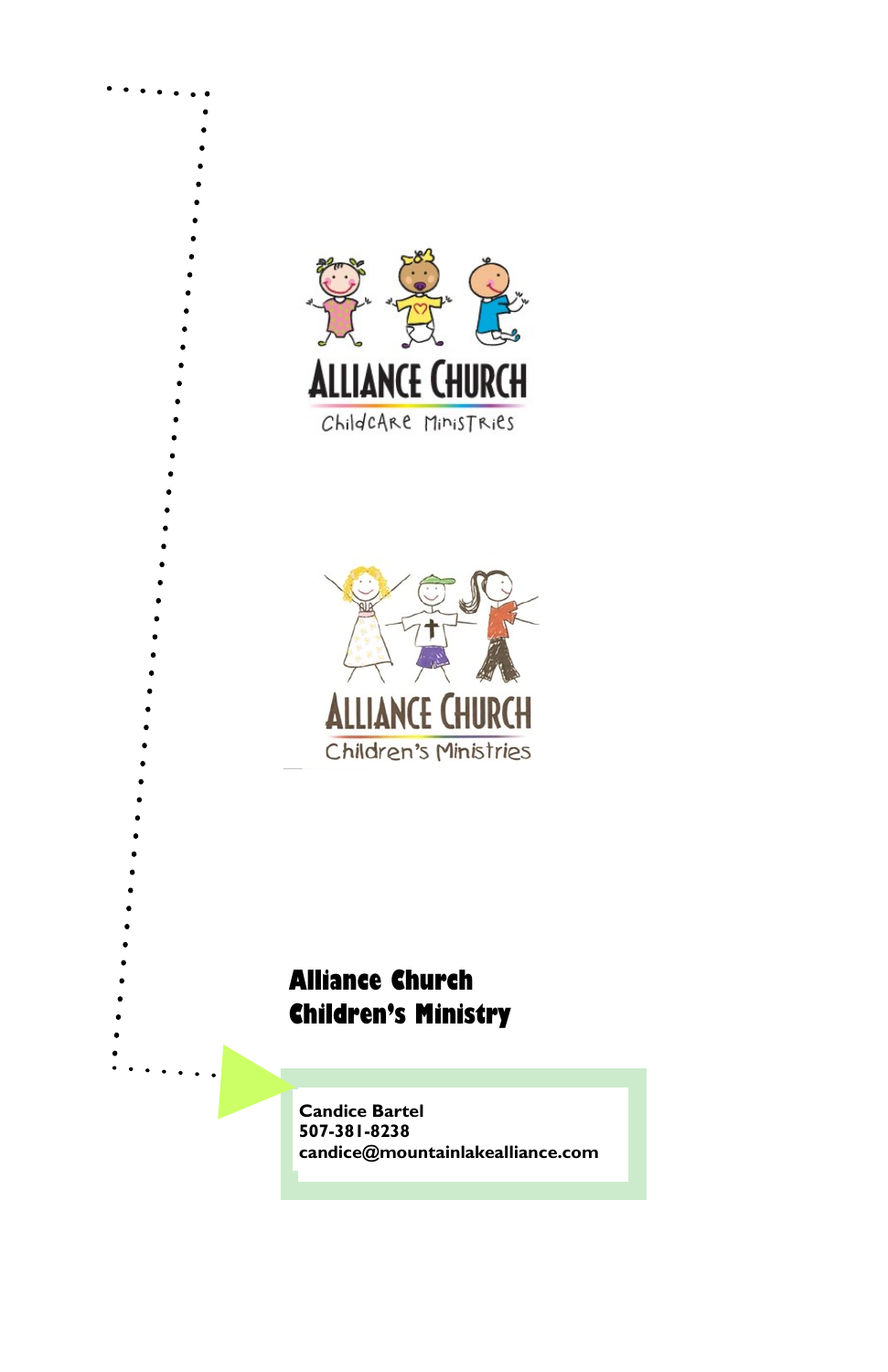ALLIANCE CHURCH

ChildCare Ministries

ALLIANCE CHURCH

Children's Ministries

**Alliance Church**
**Children's Ministry**

**Candice Bartel**
**507-381-8238**
**candice@mountainlakealliance.com**